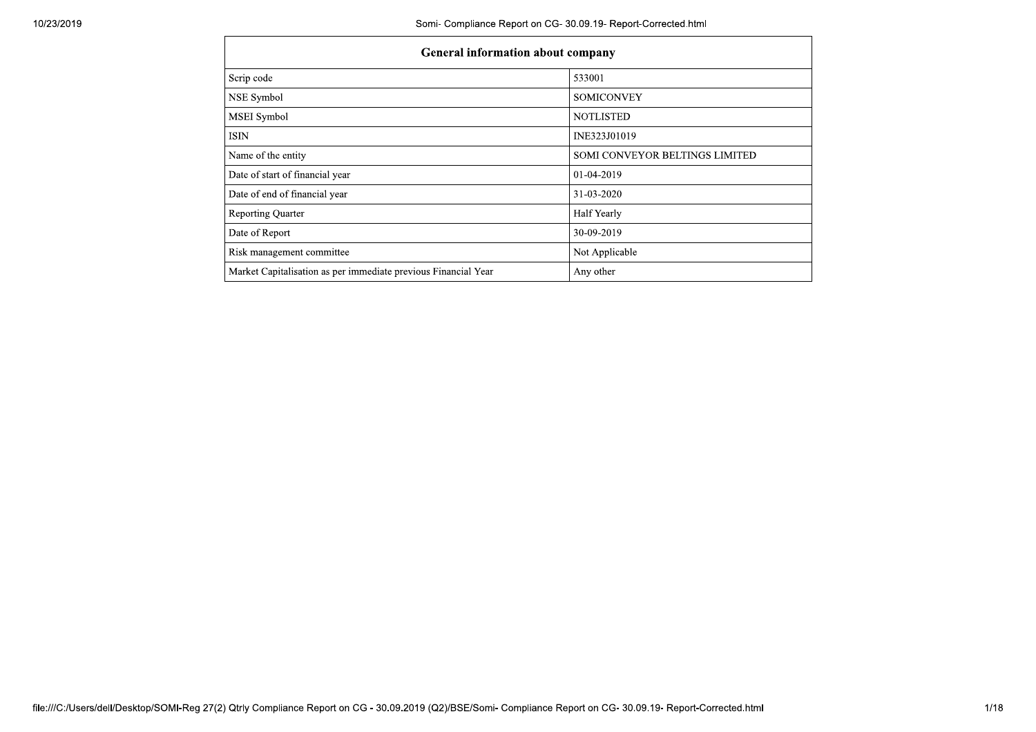| General information about company | |
|---|---|
| Scrip code | 533001 |
| NSE Symbol | SOMICONVEY |
| MSEI Symbol | NOTLISTED |
| ISIN | INE323J01019 |
| Name of the entity | SOMI CONVEYOR BELTINGS LIMITED |
| Date of start of financial year | 01-04-2019 |
| Date of end of financial year | 31-03-2020 |
| Reporting Quarter | Half Yearly |
| Date of Report | 30-09-2019 |
| Risk management committee | Not Applicable |
| Market Capitalisation as per immediate previous Financial Year | Any other |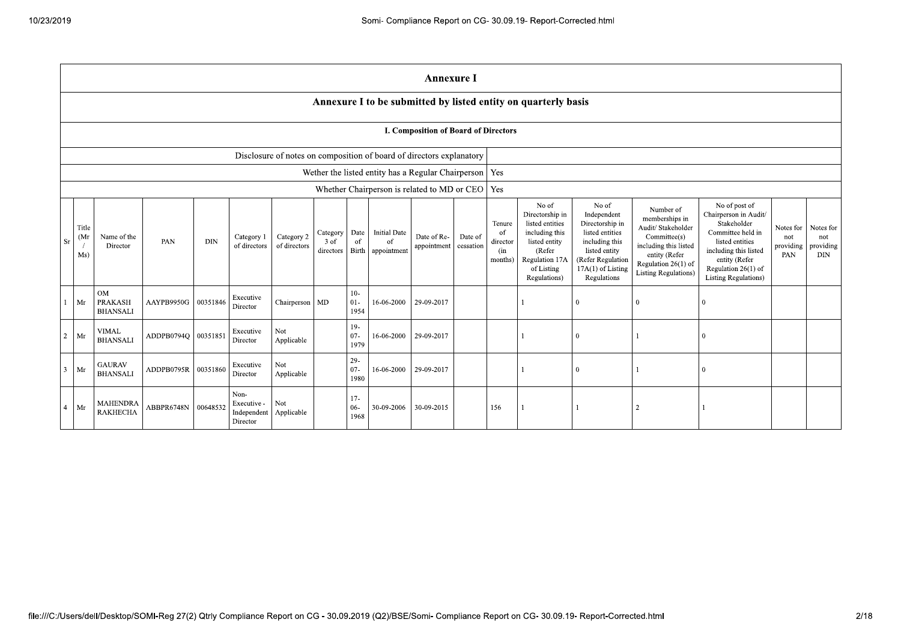# Annexure I

## Annexure I to be submitted by listed entity on quarterly basis

### I. Composition of Board of Directors

| | |
|---|---|
| Disclosure of notes on composition of board of directors explanatory | |
| Wether the listed entity has a Regular Chairperson | Yes |
| Whether Chairperson is related to MD or CEO | Yes |

| Sr | Title (Mr / Ms) | Name of the Director | PAN | DIN | Category 1 of directors | Category 2 of directors | Category 3 of directors | Date of Birth | Initial Date of appointment | Date of Re-appointment | Date of cessation | Tenure of director (in months) | No of Directorship in listed entities including this listed entity (Refer Regulation 17A of Listing Regulations) | No of Independent Directorship in listed entities including this listed entity (Refer Regulation 17A(1) of Listing Regulations | Number of memberships in Audit/ Stakeholder Committee(s) including this listed entity (Refer Regulation 26(1) of Listing Regulations) | No of post of Chairperson in Audit/ Stakeholder Committee held in listed entities including this listed entity (Refer Regulation 26(1) of Listing Regulations) | Notes for not providing PAN | Notes for not providing DIN |
|---|---|---|---|---|---|---|---|---|---|---|---|---|---|---|---|---|---|---|
| 1 | Mr | OM PRAKASH BHANSALI | AAYPB9950G | 00351846 | Executive Director | Chairperson | MD | 10-01-1954 | 16-06-2000 | 29-09-2017 | | | 1 | 0 | 0 | 0 | | |
| 2 | Mr | VIMAL BHANSALI | ADDPB0794Q | 00351851 | Executive Director | Not Applicable | | 19-07-1979 | 16-06-2000 | 29-09-2017 | | | 1 | 0 | 1 | 0 | | |
| 3 | Mr | GAURAV BHANSALI | ADDPB0795R | 00351860 | Executive Director | Not Applicable | | 29-07-1980 | 16-06-2000 | 29-09-2017 | | | 1 | 0 | 1 | 0 | | |
| 4 | Mr | MAHENDRA RAKHECHA | ABBPR6748N | 00648532 | Non-Executive - Independent Director | Not Applicable | | 17-06-1968 | 30-09-2006 | 30-09-2015 | | 156 | 1 | 1 | 2 | 1 | | |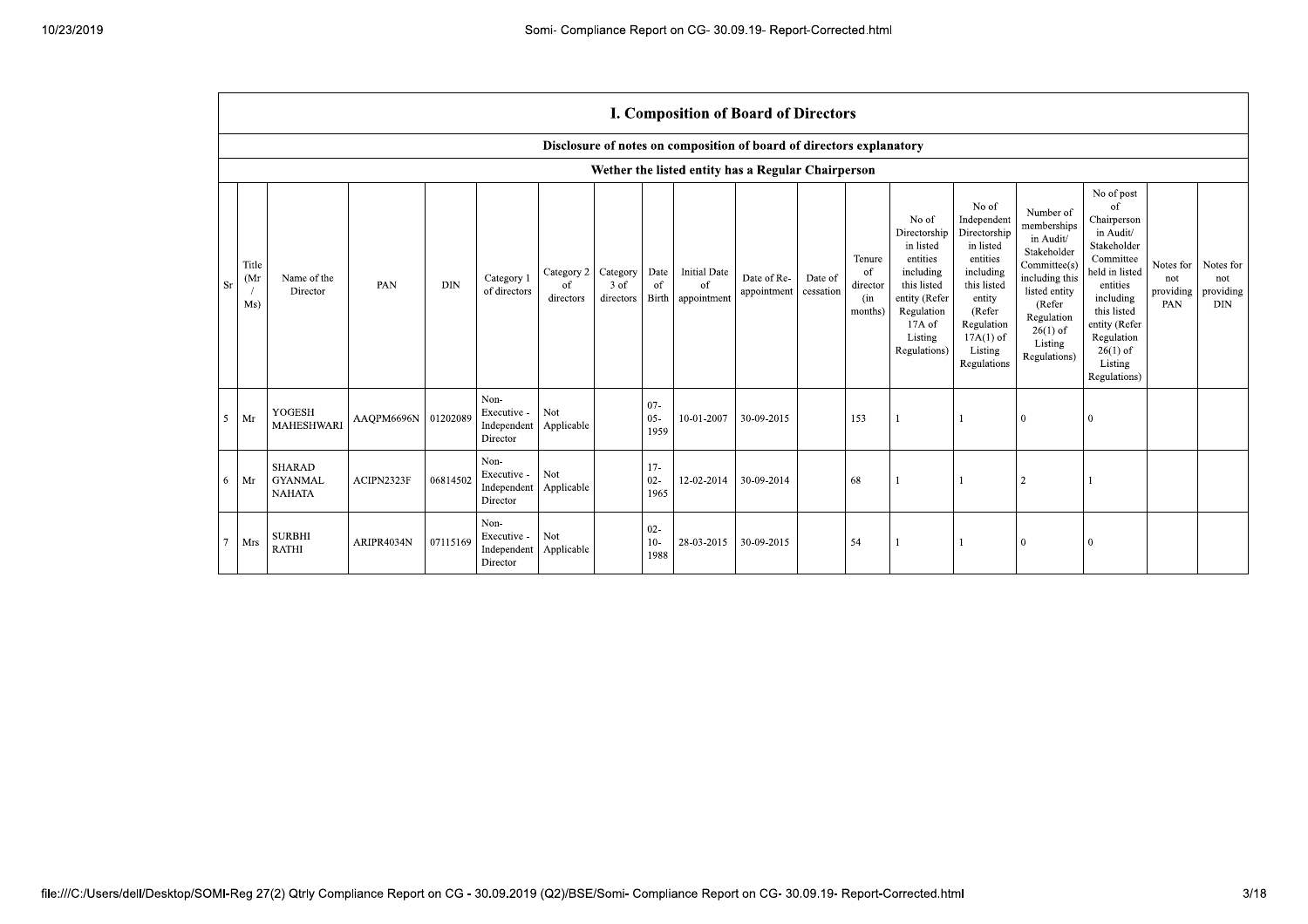## I. Composition of Board of Directors

### Disclosure of notes on composition of board of directors explanatory

### Wether the listed entity has a Regular Chairperson

| Sr | Title (Mr / Ms) | Name of the Director | PAN | DIN | Category 1 of directors | Category 2 of directors | Category 3 of directors | Date of Birth | Initial Date of appointment | Date of Re-appointment | Date of cessation | Tenure of director (in months) | No of Directorship in listed entities including this listed entity (Refer Regulation 17A of Listing Regulations) | No of Independent Directorship in listed entities including this listed entity (Refer Regulation 17A(1) of Listing Regulations | Number of memberships in Audit/ Stakeholder Committee(s) including this listed entity (Refer Regulation 26(1) of Listing Regulations) | No of post of Chairperson in Audit/ Stakeholder Committee held in listed entities including this listed entity (Refer Regulation 26(1) of Listing Regulations) | Notes for not providing PAN | Notes for not providing DIN |
|---|---|---|---|---|---|---|---|---|---|---|---|---|---|---|---|---|---|---|
| 5 | Mr | YOGESH MAHESHWARI | AAQPM6696N | 01202089 | Non-Executive - Independent Director | Not Applicable | | 07-05-1959 | 10-01-2007 | 30-09-2015 | | 153 | 1 | 1 | 0 | 0 | | |
| 6 | Mr | SHARAD GYANMAL NAHATA | ACIPN2323F | 06814502 | Non-Executive - Independent Director | Not Applicable | | 17-02-1965 | 12-02-2014 | 30-09-2014 | | 68 | 1 | 1 | 2 | 1 | | |
| 7 | Mrs | SURBHI RATHI | ARIPR4034N | 07115169 | Non-Executive - Independent Director | Not Applicable | | 02-10-1988 | 28-03-2015 | 30-09-2015 | | 54 | 1 | 1 | 0 | 0 | | |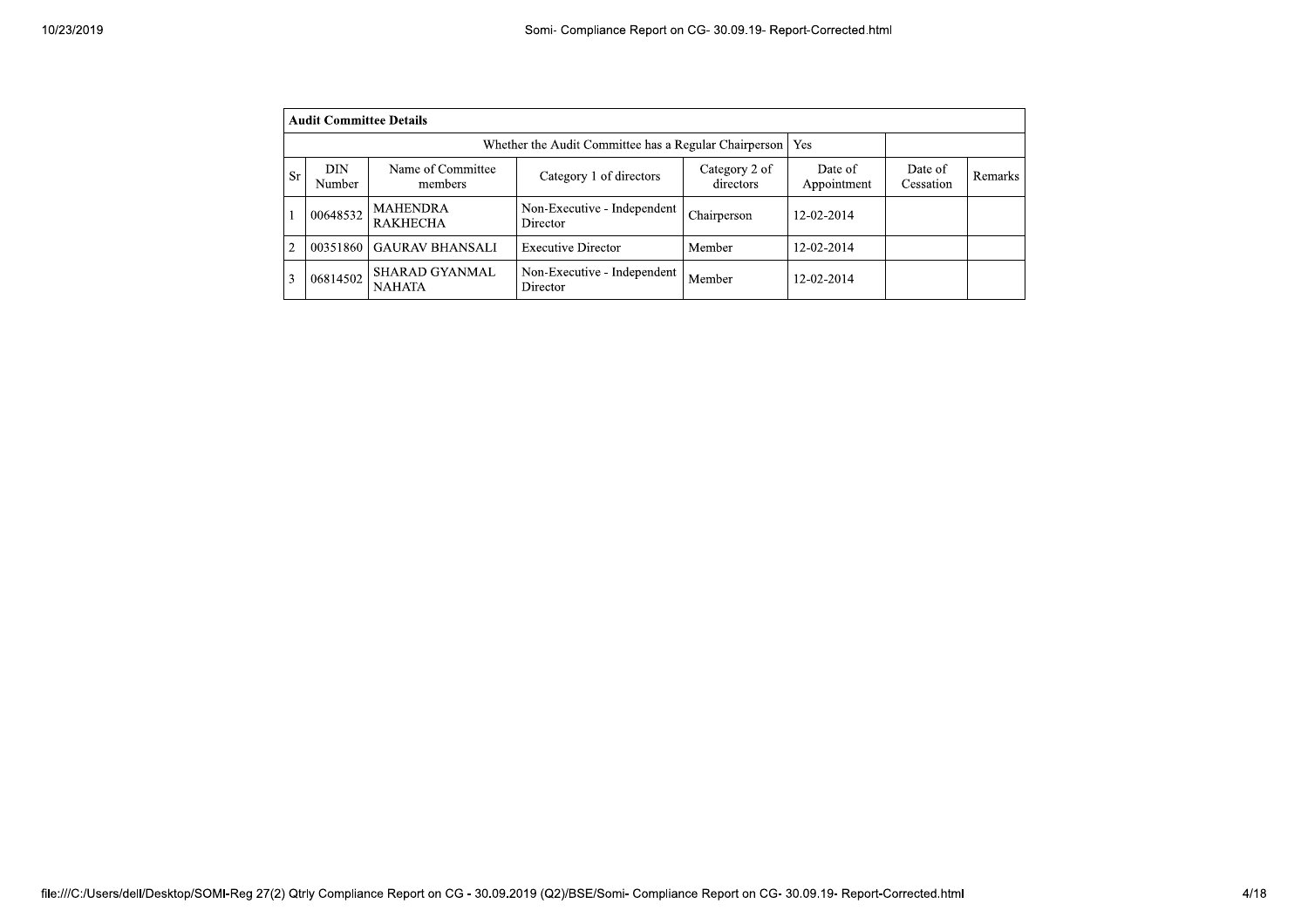| Audit Committee Details | | | | | | | |
|---|---|---|---|---|---|---|---|
| Whether the Audit Committee has a Regular Chairperson | | | | | Yes | | |
| Sr | DIN Number | Name of Committee members | Category 1 of directors | Category 2 of directors | Date of Appointment | Date of Cessation | Remarks |
| 1 | 00648532 | MAHENDRA RAKHECHA | Non-Executive - Independent Director | Chairperson | 12-02-2014 | | |
| 2 | 00351860 | GAURAV BHANSALI | Executive Director | Member | 12-02-2014 | | |
| 3 | 06814502 | SHARAD GYANMAL NAHATA | Non-Executive - Independent Director | Member | 12-02-2014 | | |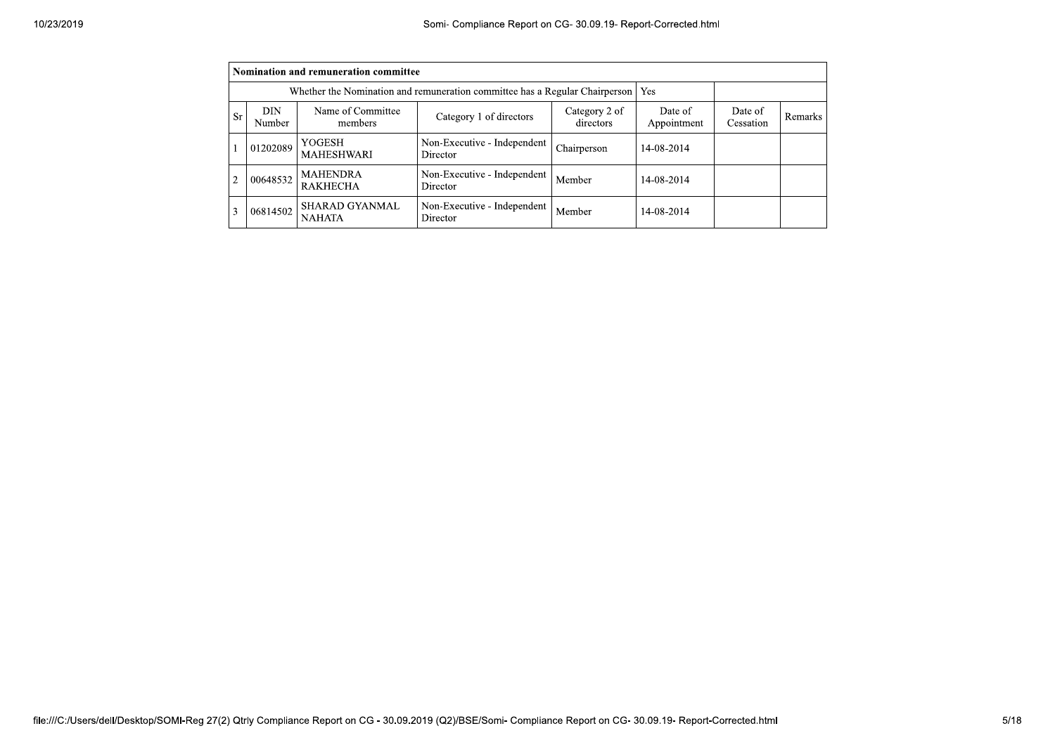| Nomination and remuneration committee | | | | | | | |
|---|---|---|---|---|---|---|---|
| Whether the Nomination and remuneration committee has a Regular Chairperson | | | | | Yes | | |
| Sr | DIN Number | Name of Committee members | Category 1 of directors | Category 2 of directors | Date of Appointment | Date of Cessation | Remarks |
| 1 | 01202089 | YOGESH MAHESHWARI | Non-Executive - Independent Director | Chairperson | 14-08-2014 | | |
| 2 | 00648532 | MAHENDRA RAKHECHA | Non-Executive - Independent Director | Member | 14-08-2014 | | |
| 3 | 06814502 | SHARAD GYANMAL NAHATA | Non-Executive - Independent Director | Member | 14-08-2014 | | |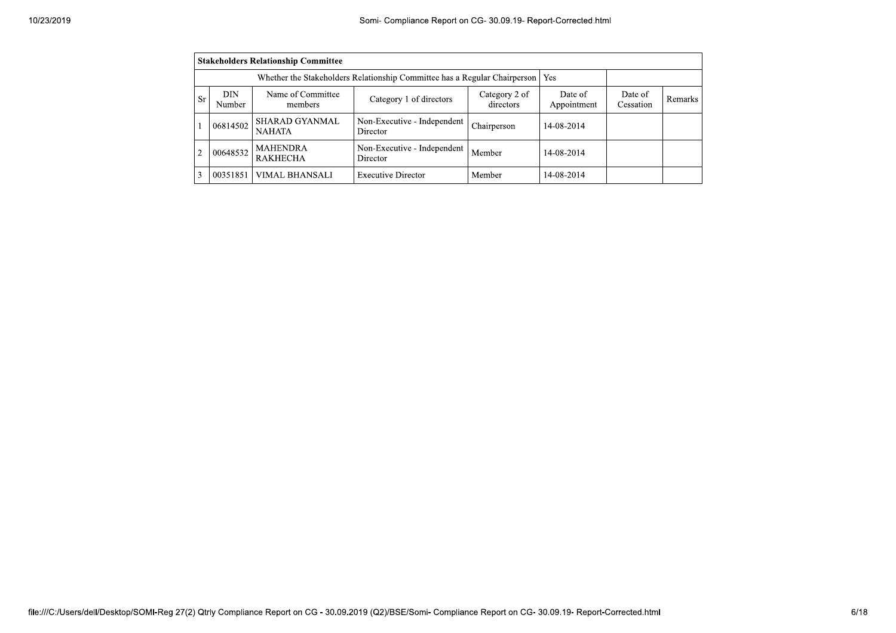| Stakeholders Relationship Committee | | | | | | | |
|---|---|---|---|---|---|---|---|
| Whether the Stakeholders Relationship Committee has a Regular Chairperson | | | | | Yes | | |
| Sr | DIN Number | Name of Committee members | Category 1 of directors | Category 2 of directors | Date of Appointment | Date of Cessation | Remarks |
| 1 | 06814502 | SHARAD GYANMAL NAHATA | Non-Executive - Independent Director | Chairperson | 14-08-2014 | | |
| 2 | 00648532 | MAHENDRA RAKHECHA | Non-Executive - Independent Director | Member | 14-08-2014 | | |
| 3 | 00351851 | VIMAL BHANSALI | Executive Director | Member | 14-08-2014 | | |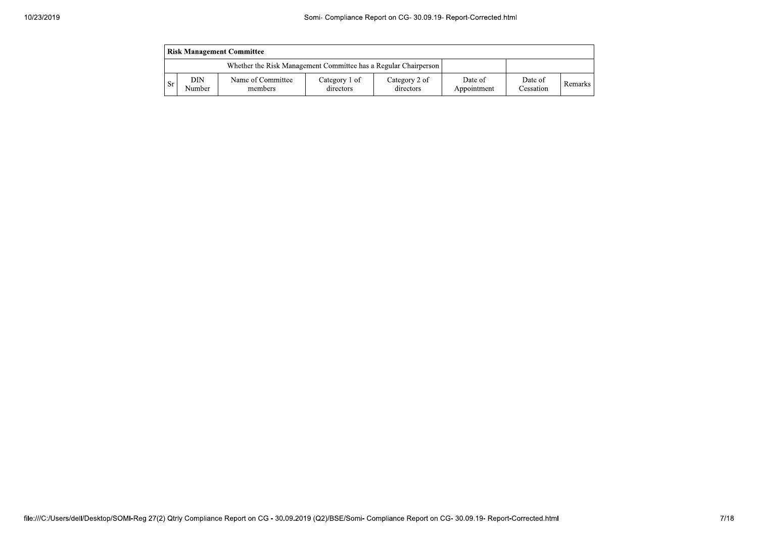**Risk Management Committee**

| Whether the Risk Management Committee has a Regular Chairperson | | | | | | | |
|---|---|---|---|---|---|---|---|
| Sr | DIN Number | Name of Committee members | Category 1 of directors | Category 2 of directors | Date of Appointment | Date of Cessation | Remarks |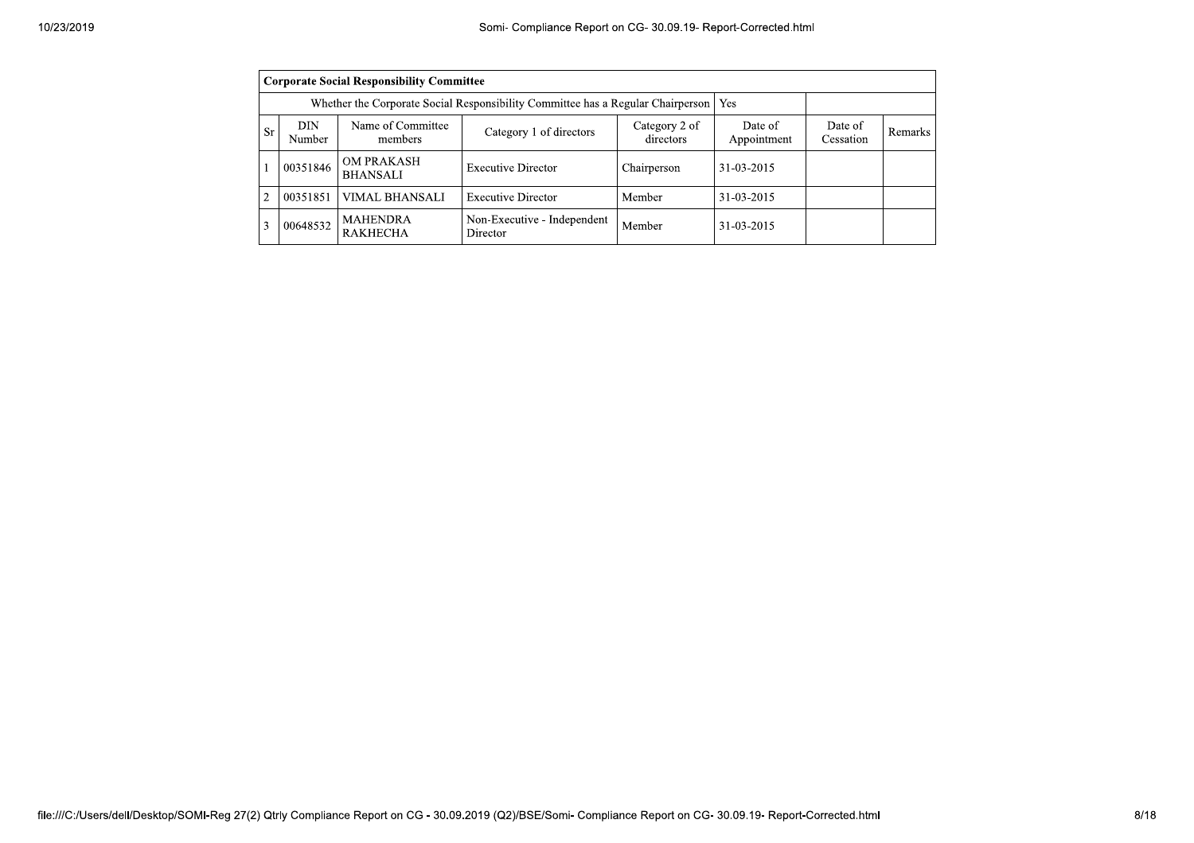| Corporate Social Responsibility Committee | | | | | | | |
|---|---|---|---|---|---|---|---|
| Whether the Corporate Social Responsibility Committee has a Regular Chairperson | | | | | Yes | | |
| Sr | DIN Number | Name of Committee members | Category 1 of directors | Category 2 of directors | Date of Appointment | Date of Cessation | Remarks |
| 1 | 00351846 | OM PRAKASH BHANSALI | Executive Director | Chairperson | 31-03-2015 | | |
| 2 | 00351851 | VIMAL BHANSALI | Executive Director | Member | 31-03-2015 | | |
| 3 | 00648532 | MAHENDRA RAKHECHA | Non-Executive - Independent Director | Member | 31-03-2015 | | |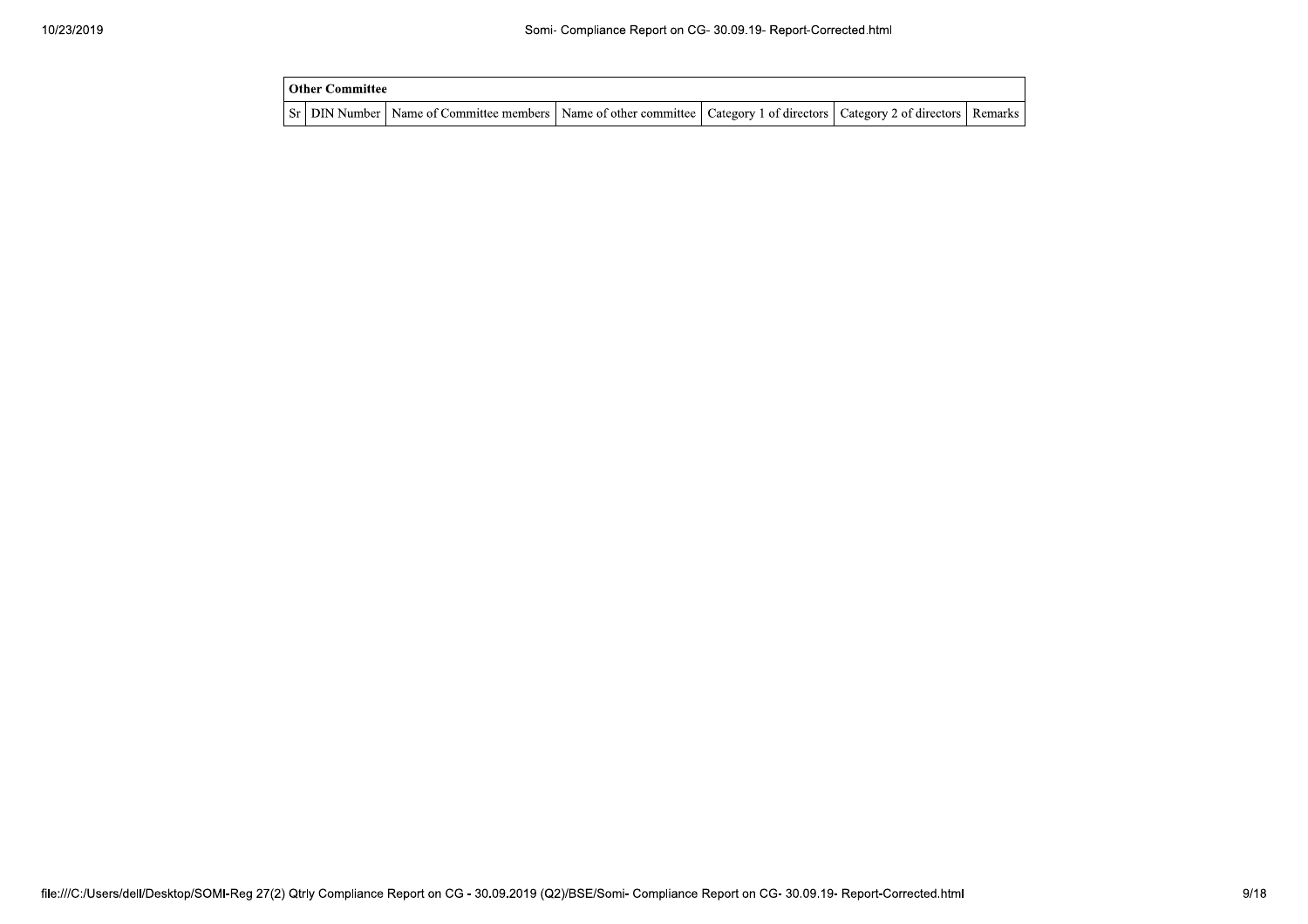| Other Committee | | | | | | |
|---|---|---|---|---|---|---|
| Sr | DIN Number | Name of Committee members | Name of other committee | Category 1 of directors | Category 2 of directors | Remarks |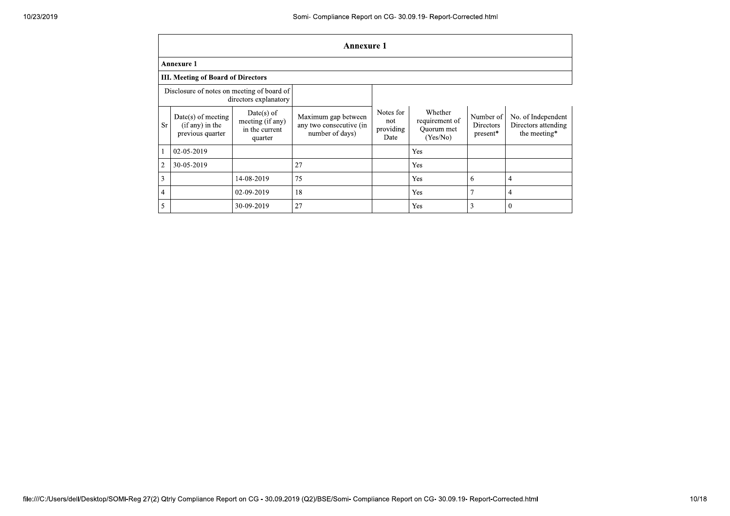## Annexure 1

**Annexure 1**

**III. Meeting of Board of Directors**

| Disclosure of notes on meeting of board of directors explanatory | | | | | | | |
|---|---|---|---|---|---|---|---|
| Sr | Date(s) of meeting (if any) in the previous quarter | Date(s) of meeting (if any) in the current quarter | Maximum gap between any two consecutive (in number of days) | Notes for not providing Date | Whether requirement of Quorum met (Yes/No) | Number of Directors present* | No. of Independent Directors attending the meeting* |
| 1 | 02-05-2019 | | | | Yes | | |
| 2 | 30-05-2019 | | 27 | | Yes | | |
| 3 | | 14-08-2019 | 75 | | Yes | 6 | 4 |
| 4 | | 02-09-2019 | 18 | | Yes | 7 | 4 |
| 5 | | 30-09-2019 | 27 | | Yes | 3 | 0 |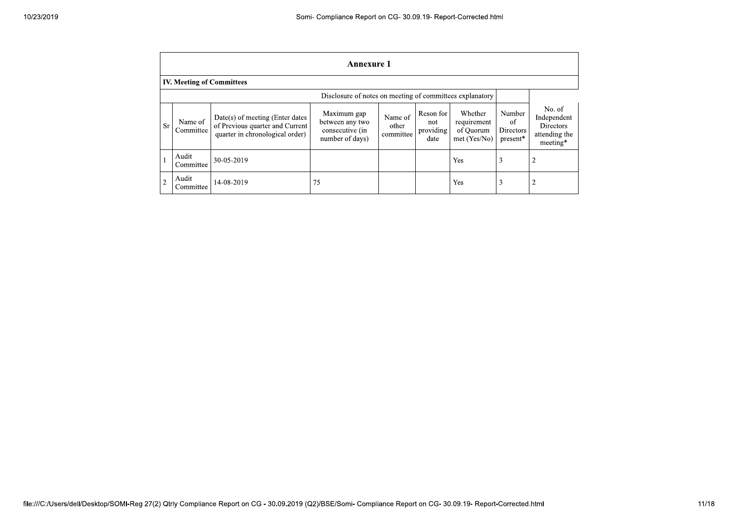| Annexure 1 | | | | | | | | |
|---|---|---|---|---|---|---|---|---|
| **IV. Meeting of Committees** | | | | | | | | |
| Disclosure of notes on meeting of committees explanatory | | | | | | | | |
| Sr | Name of Committee | Date(s) of meeting (Enter dates of Previous quarter and Current quarter in chronological order) | Maximum gap between any two consecutive (in number of days) | Name of other committee | Reson for not providing date | Whether requirement of Quorum met (Yes/No) | Number of Directors present* | No. of Independent Directors attending the meeting* |
| 1 | Audit Committee | 30-05-2019 | | | | Yes | 3 | 2 |
| 2 | Audit Committee | 14-08-2019 | 75 | | | Yes | 3 | 2 |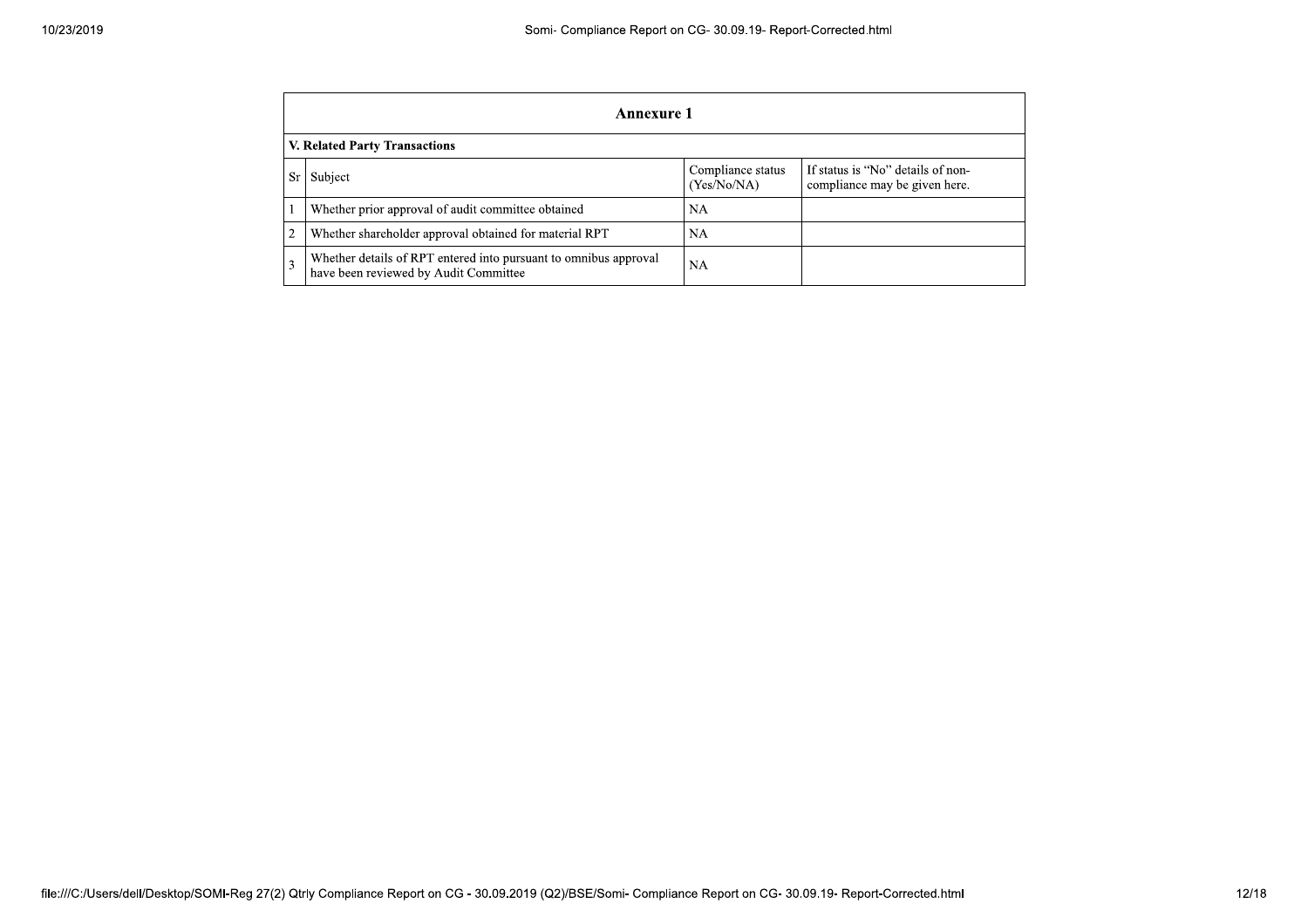## Annexure 1

### V. Related Party Transactions

| Sr | Subject | Compliance status (Yes/No/NA) | If status is "No" details of non-compliance may be given here. |
|---|---|---|---|
| 1 | Whether prior approval of audit committee obtained | NA | |
| 2 | Whether shareholder approval obtained for material RPT | NA | |
| 3 | Whether details of RPT entered into pursuant to omnibus approval have been reviewed by Audit Committee | NA | |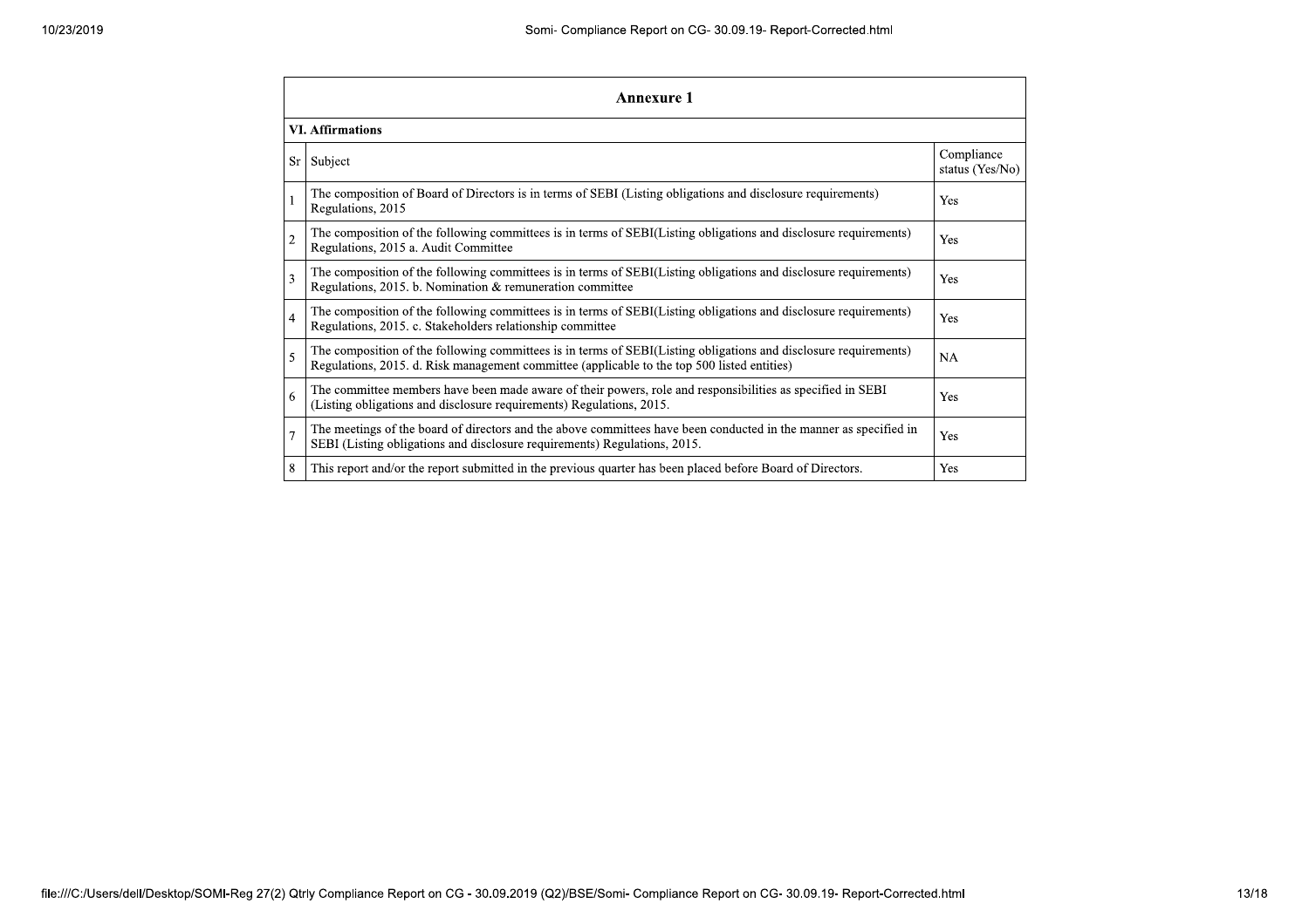## Annexure 1

### VI. Affirmations

| Sr | Subject | Compliance status (Yes/No) |
|---|---|---|
| 1 | The composition of Board of Directors is in terms of SEBI (Listing obligations and disclosure requirements) Regulations, 2015 | Yes |
| 2 | The composition of the following committees is in terms of SEBI(Listing obligations and disclosure requirements) Regulations, 2015 a. Audit Committee | Yes |
| 3 | The composition of the following committees is in terms of SEBI(Listing obligations and disclosure requirements) Regulations, 2015. b. Nomination & remuneration committee | Yes |
| 4 | The composition of the following committees is in terms of SEBI(Listing obligations and disclosure requirements) Regulations, 2015. c. Stakeholders relationship committee | Yes |
| 5 | The composition of the following committees is in terms of SEBI(Listing obligations and disclosure requirements) Regulations, 2015. d. Risk management committee (applicable to the top 500 listed entities) | NA |
| 6 | The committee members have been made aware of their powers, role and responsibilities as specified in SEBI (Listing obligations and disclosure requirements) Regulations, 2015. | Yes |
| 7 | The meetings of the board of directors and the above committees have been conducted in the manner as specified in SEBI (Listing obligations and disclosure requirements) Regulations, 2015. | Yes |
| 8 | This report and/or the report submitted in the previous quarter has been placed before Board of Directors. | Yes |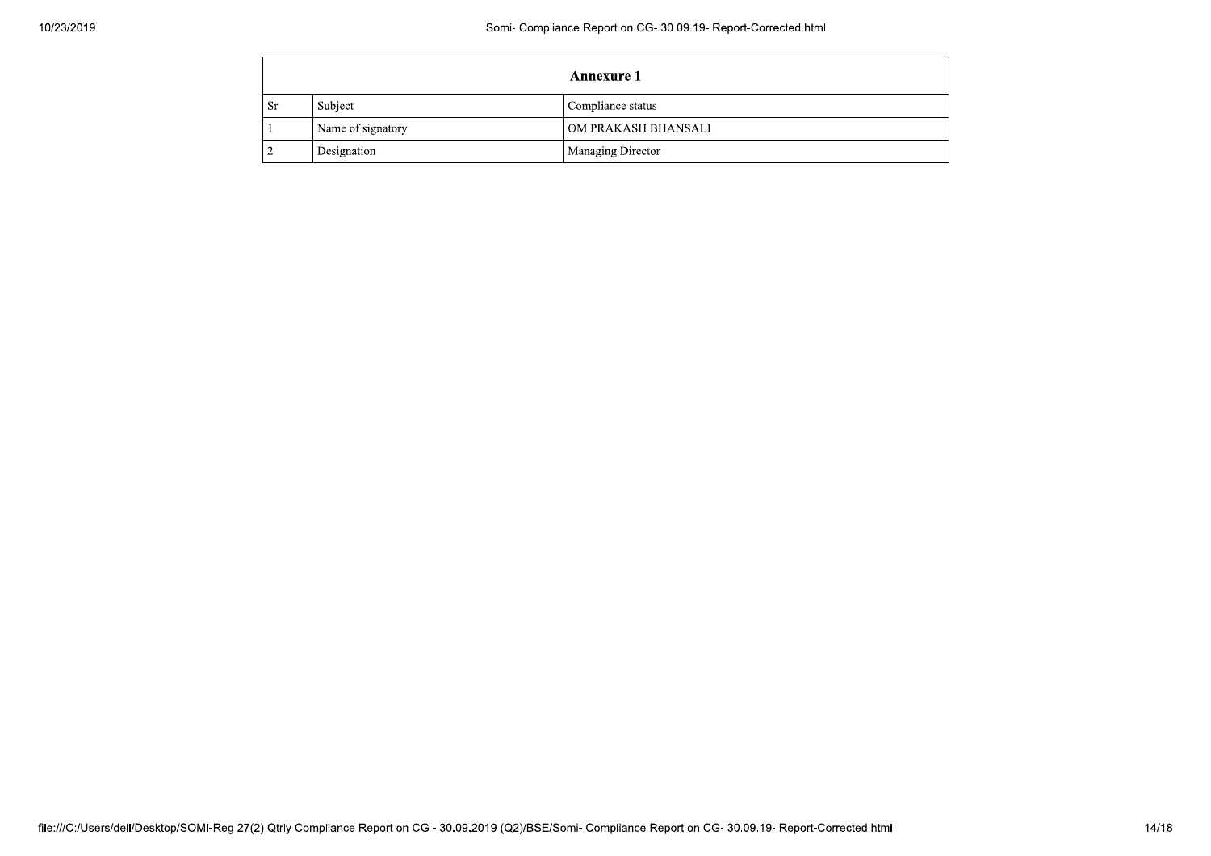| Annexure 1 | | |
|---|---|---|
| Sr | Subject | Compliance status |
| 1 | Name of signatory | OM PRAKASH BHANSALI |
| 2 | Designation | Managing Director |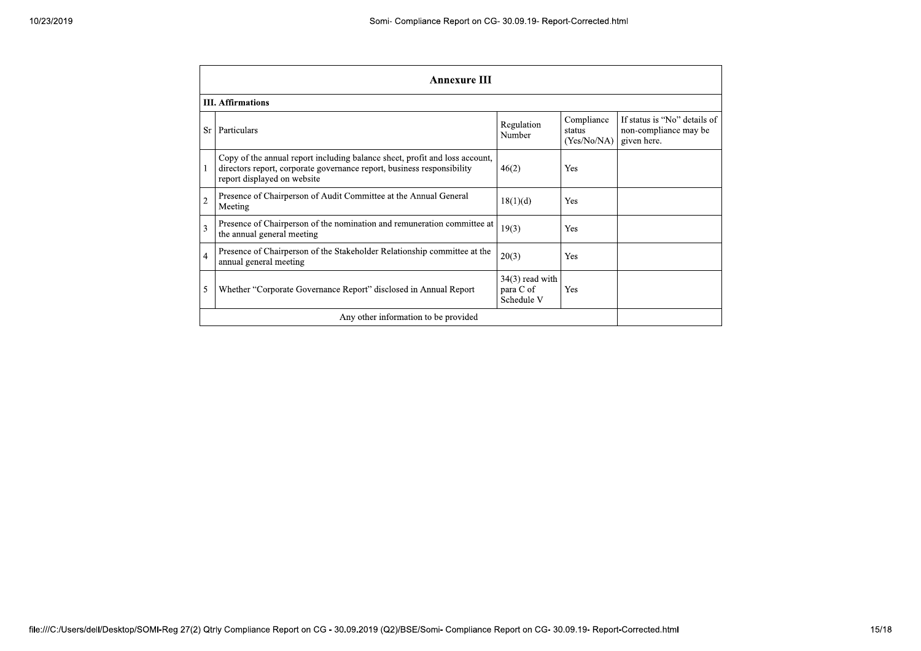## Annexure III

### III. Affirmations

| Sr | Particulars | Regulation Number | Compliance status (Yes/No/NA) | If status is "No" details of non-compliance may be given here. |
|---|---|---|---|---|
| 1 | Copy of the annual report including balance sheet, profit and loss account, directors report, corporate governance report, business responsibility report displayed on website | 46(2) | Yes | |
| 2 | Presence of Chairperson of Audit Committee at the Annual General Meeting | 18(1)(d) | Yes | |
| 3 | Presence of Chairperson of the nomination and remuneration committee at the annual general meeting | 19(3) | Yes | |
| 4 | Presence of Chairperson of the Stakeholder Relationship committee at the annual general meeting | 20(3) | Yes | |
| 5 | Whether "Corporate Governance Report" disclosed in Annual Report | 34(3) read with para C of Schedule V | Yes | |
| | Any other information to be provided | | | |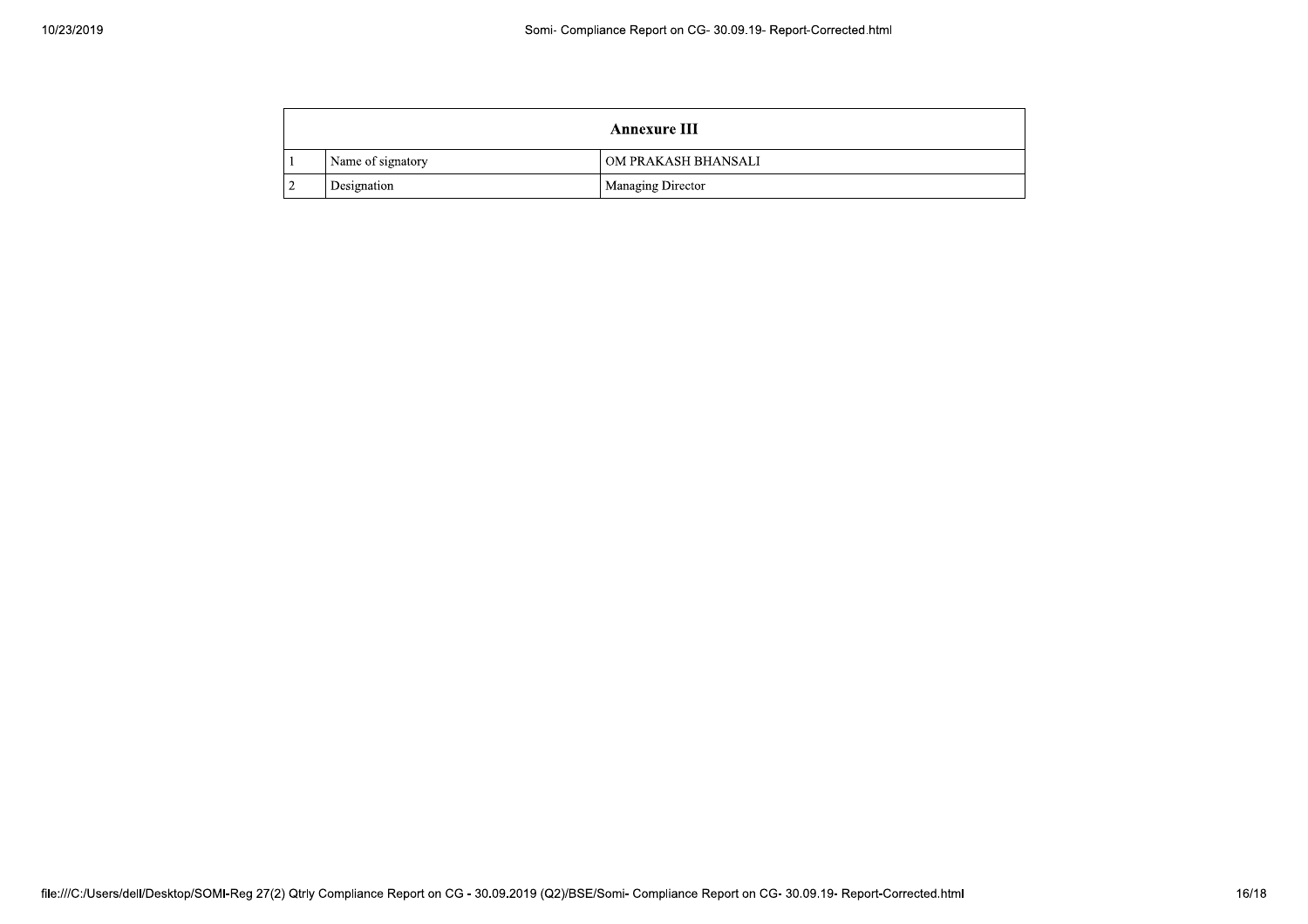| Annexure III | | |
| --- | --- | --- |
| 1 | Name of signatory | OM PRAKASH BHANSALI |
| 2 | Designation | Managing Director |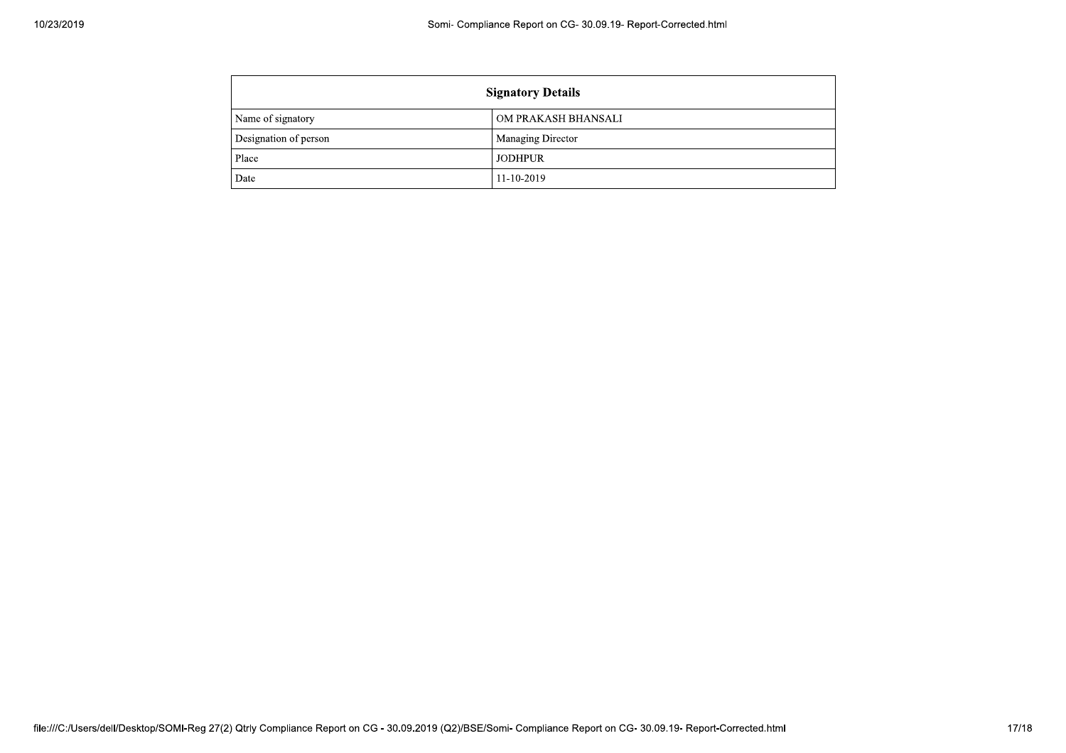| Signatory Details | |
|---|---|
| Name of signatory | OM PRAKASH BHANSALI |
| Designation of person | Managing Director |
| Place | JODHPUR |
| Date | 11-10-2019 |